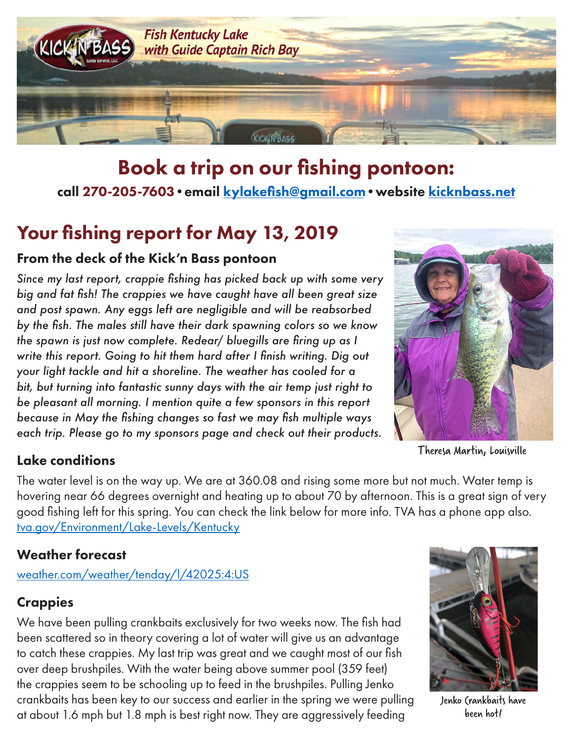Fish Kentucky Lake with Guide Captain Rich Bay

# Book a trip on our fishing pontoon:

**call 270-205-7603 • email kylakefish@gmail.com • website kicknbass.net**

## Your fishing report for May 13, 2019

### From the deck of the Kick'n Bass pontoon

*Since my last report, crappie fishing has picked back up with some very big and fat fish! The crappies we have caught have all been great size and post spawn. Any eggs left are negligible and will be reabsorbed by the fish. The males still have their dark spawning colors so we know the spawn is just now complete. Redear/ bluegills are firing up as I write this report. Going to hit them hard after I finish writing. Dig out your light tackle and hit a shoreline. The weather has cooled for a bit, but turning into fantastic sunny days with the air temp just right to be pleasant all morning. I mention quite a few sponsors in this report because in May the fishing changes so fast we may fish multiple ways each trip. Please go to my sponsors page and check out their products.*

Theresa Martin, Louisville

### Lake conditions

The water level is on the way up. We are at 360.08 and rising some more but not much. Water temp is hovering near 66 degrees overnight and heating up to about 70 by afternoon. This is a great sign of very good fishing left for this spring. You can check the link below for more info. TVA has a phone app also.
tva.gov/Environment/Lake-Levels/Kentucky

### Weather forecast

weather.com/weather/tenday/l/42025:4:US

### Crappies

We have been pulling crankbaits exclusively for two weeks now. The fish had been scattered so in theory covering a lot of water will give us an advantage to catch these crappies. My last trip was great and we caught most of our fish over deep brushpiles. With the water being above summer pool (359 feet) the crappies seem to be schooling up to feed in the brushpiles. Pulling Jenko crankbaits has been key to our success and earlier in the spring we were pulling at about 1.6 mph but 1.8 mph is best right now. They are aggressively feeding

Jenko Crankbaits have been hot!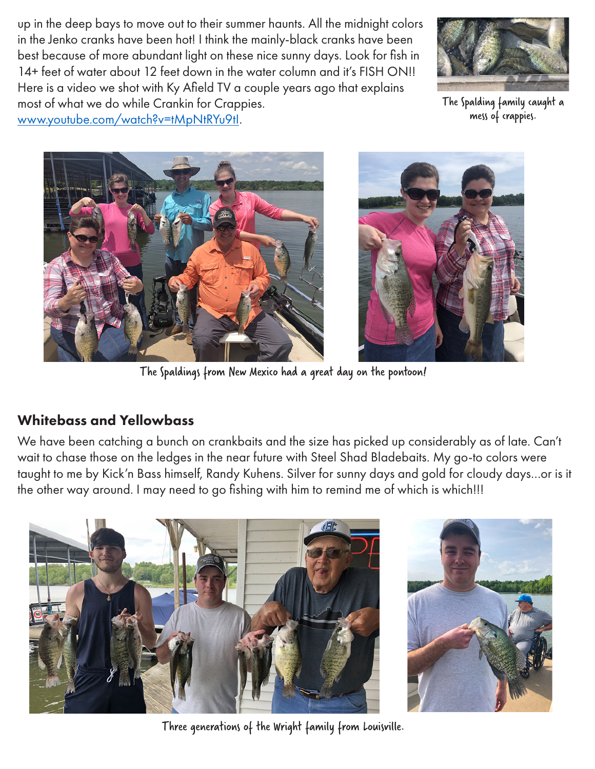up in the deep bays to move out to their summer haunts. All the midnight colors in the Jenko cranks have been hot! I think the mainly-black cranks have been best because of more abundant light on these nice sunny days. Look for fish in 14+ feet of water about 12 feet down in the water column and it's FISH ON!! Here is a video we shot with Ky Afield TV a couple years ago that explains most of what we do while Crankin for Crappies. www.youtube.com/watch?v=tMpNtRYu9tI.

The Spalding family caught a mess of crappies.

The Spaldings from New Mexico had a great day on the pontoon!

### Whitebass and Yellowbass

We have been catching a bunch on crankbaits and the size has picked up considerably as of late. Can't wait to chase those on the ledges in the near future with Steel Shad Bladebaits. My go-to colors were taught to me by Kick'n Bass himself, Randy Kuhens. Silver for sunny days and gold for cloudy days...or is it the other way around. I may need to go fishing with him to remind me of which is which!!!

Three generations of the Wright family from Louisville.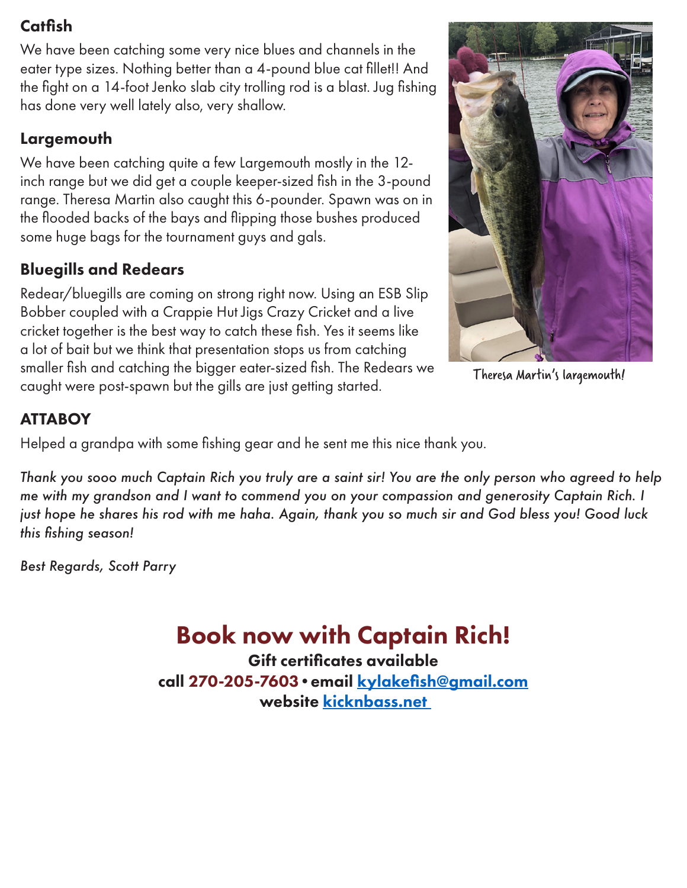### Catfish

We have been catching some very nice blues and channels in the eater type sizes. Nothing better than a 4-pound blue cat fillet!! And the fight on a 14-foot Jenko slab city trolling rod is a blast. Jug fishing has done very well lately also, very shallow.

### Largemouth

We have been catching quite a few Largemouth mostly in the 12-inch range but we did get a couple keeper-sized fish in the 3-pound range. Theresa Martin also caught this 6-pounder. Spawn was on in the flooded backs of the bays and flipping those bushes produced some huge bags for the tournament guys and gals.

Theresa Martin's largemouth!

### Bluegills and Redears

Redear/bluegills are coming on strong right now. Using an ESB Slip Bobber coupled with a Crappie Hut Jigs Crazy Cricket and a live cricket together is the best way to catch these fish. Yes it seems like a lot of bait but we think that presentation stops us from catching smaller fish and catching the bigger eater-sized fish. The Redears we caught were post-spawn but the gills are just getting started.

### ATTABOY

Helped a grandpa with some fishing gear and he sent me this nice thank you.

*Thank you sooo much Captain Rich you truly are a saint sir! You are the only person who agreed to help me with my grandson and I want to commend you on your compassion and generosity Captain Rich. I just hope he shares his rod with me haha. Again, thank you so much sir and God bless you! Good luck this fishing season!*

*Best Regards, Scott Parry*

## Book now with Captain Rich!

**Gift certificates available**
**call 270-205-7603 • email kylakefish@gmail.com**
**website kicknbass.net**